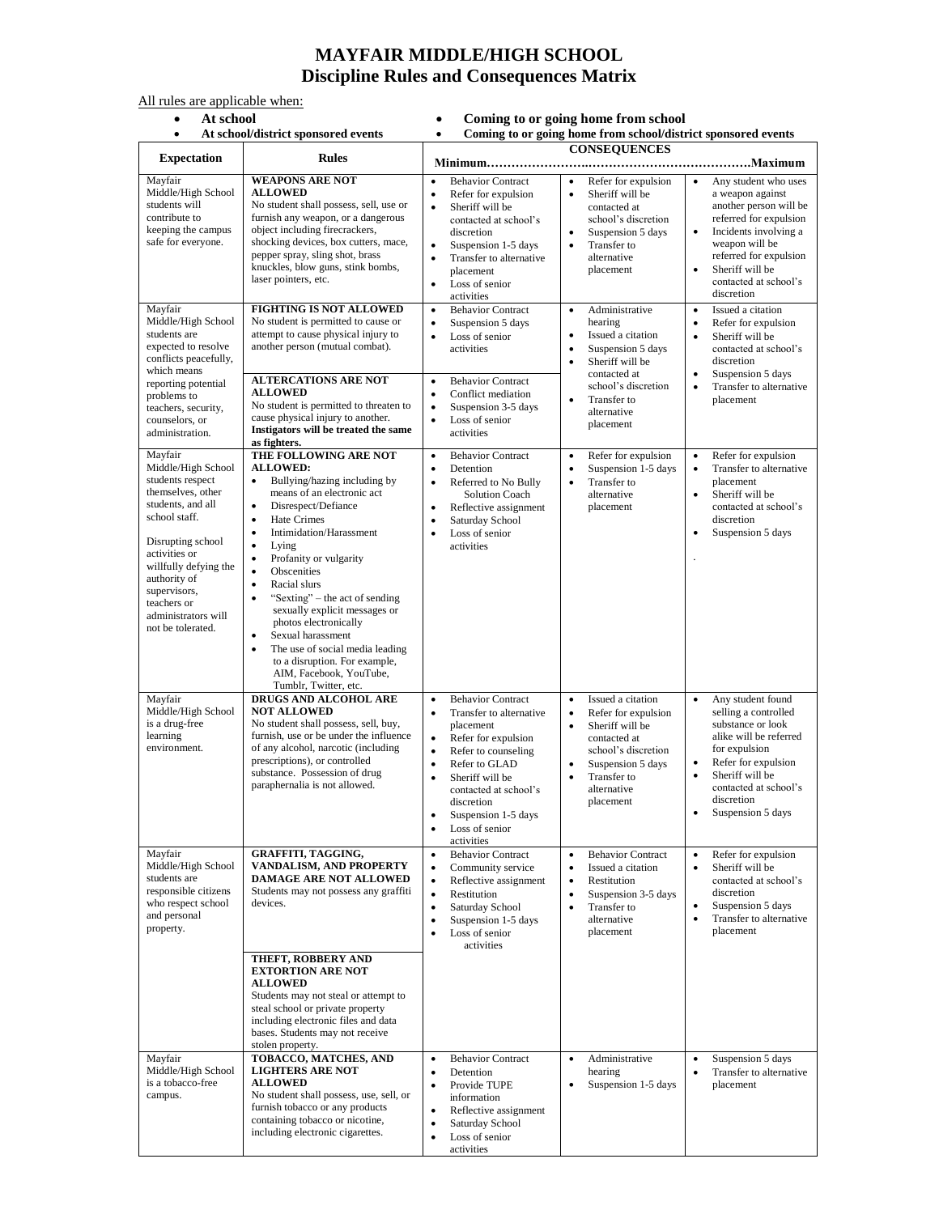# MAYFAIR MIDDLE/HIGH SCHOOL
## Discipline Rules and Consequences Matrix

All rules are applicable when:

- **At school**
- **At school/district sponsored events**
- **Coming to or going home from school**
- **Coming to or going home from school/district sponsored events**

| Expectation | Rules | CONSEQUENCES Minimum……………………………………………………Maximum | | |
|---|---|---|---|---|
| Mayfair Middle/High School students will contribute to keeping the campus safe for everyone. | **WEAPONS ARE NOT ALLOWED** No student shall possess, sell, use or furnish any weapon, or a dangerous object including firecrackers, shocking devices, box cutters, mace, pepper spray, sling shot, brass knuckles, blow guns, stink bombs, laser pointers, etc. | • Behavior Contract<br>• Refer for expulsion<br>• Sheriff will be contacted at school's discretion<br>• Suspension 1-5 days<br>• Transfer to alternative placement<br>• Loss of senior activities | • Refer for expulsion<br>• Sheriff will be contacted at school's discretion<br>• Suspension 5 days<br>• Transfer to alternative placement | • Any student who uses a weapon against another person will be referred for expulsion<br>• Incidents involving a weapon will be referred for expulsion<br>• Sheriff will be contacted at school's discretion |
| Mayfair Middle/High School students are expected to resolve conflicts peacefully, which means reporting potential problems to teachers, security, counselors, or administration. | **FIGHTING IS NOT ALLOWED** No student is permitted to cause or attempt to cause physical injury to another person (mutual combat). | • Behavior Contract<br>• Suspension 5 days<br>• Loss of senior activities | • Administrative hearing<br>• Issued a citation<br>• Suspension 5 days<br>• Sheriff will be contacted at school's discretion<br>• Transfer to alternative placement | • Issued a citation<br>• Refer for expulsion<br>• Sheriff will be contacted at school's discretion<br>• Suspension 5 days<br>• Transfer to alternative placement |
| | **ALTERCATIONS ARE NOT ALLOWED** No student is permitted to threaten to cause physical injury to another. **Instigators will be treated the same as fighters.** | • Behavior Contract<br>• Conflict mediation<br>• Suspension 3-5 days<br>• Loss of senior activities | | |
| Mayfair Middle/High School students respect themselves, other students, and all school staff.<br><br>Disrupting school activities or willfully defying the authority of supervisors, teachers or administrators will not be tolerated. | **THE FOLLOWING ARE NOT ALLOWED:**<br>• Bullying/hazing including by means of an electronic act<br>• Disrespect/Defiance<br>• Hate Crimes<br>• Intimidation/Harassment<br>• Lying<br>• Profanity or vulgarity<br>• Obscenities<br>• Racial slurs<br>• "Sexting" – the act of sending sexually explicit messages or photos electronically<br>• Sexual harassment<br>• The use of social media leading to a disruption. For example, AIM, Facebook, YouTube, Tumblr, Twitter, etc. | • Behavior Contract<br>• Detention<br>• Referred to No Bully Solution Coach<br>• Reflective assignment<br>• Saturday School<br>• Loss of senior activities | • Refer for expulsion<br>• Suspension 1-5 days<br>• Transfer to alternative placement | • Refer for expulsion<br>• Transfer to alternative placement<br>• Sheriff will be contacted at school's discretion<br>• Suspension 5 days |
| Mayfair Middle/High School is a drug-free learning environment. | **DRUGS AND ALCOHOL ARE NOT ALLOWED** No student shall possess, sell, buy, furnish, use or be under the influence of any alcohol, narcotic (including prescriptions), or controlled substance. Possession of drug paraphernalia is not allowed. | • Behavior Contract<br>• Transfer to alternative placement<br>• Refer for expulsion<br>• Refer to counseling<br>• Refer to GLAD<br>• Sheriff will be contacted at school's discretion<br>• Suspension 1-5 days<br>• Loss of senior activities | • Issued a citation<br>• Refer for expulsion<br>• Sheriff will be contacted at school's discretion<br>• Suspension 5 days<br>• Transfer to alternative placement | • Any student found selling a controlled substance or look alike will be referred for expulsion<br>• Refer for expulsion<br>• Sheriff will be contacted at school's discretion<br>• Suspension 5 days |
| Mayfair Middle/High School students are responsible citizens who respect school and personal property. | **GRAFFITI, TAGGING, VANDALISM, AND PROPERTY DAMAGE ARE NOT ALLOWED** Students may not possess any graffiti devices. | • Behavior Contract<br>• Community service<br>• Reflective assignment<br>• Restitution<br>• Saturday School<br>• Suspension 1-5 days<br>• Loss of senior activities | • Behavior Contract<br>• Issued a citation<br>• Restitution<br>• Suspension 3-5 days<br>• Transfer to alternative placement | • Refer for expulsion<br>• Sheriff will be contacted at school's discretion<br>• Suspension 5 days<br>• Transfer to alternative placement |
| | **THEFT, ROBBERY AND EXTORTION ARE NOT ALLOWED** Students may not steal or attempt to steal school or private property including electronic files and data bases. Students may not receive stolen property. | | | |
| Mayfair Middle/High School is a tobacco-free campus. | **TOBACCO, MATCHES, AND LIGHTERS ARE NOT ALLOWED** No student shall possess, use, sell, or furnish tobacco or any products containing tobacco or nicotine, including electronic cigarettes. | • Behavior Contract<br>• Detention<br>• Provide TUPE information<br>• Reflective assignment<br>• Saturday School<br>• Loss of senior activities | • Administrative hearing<br>• Suspension 1-5 days | • Suspension 5 days<br>• Transfer to alternative placement |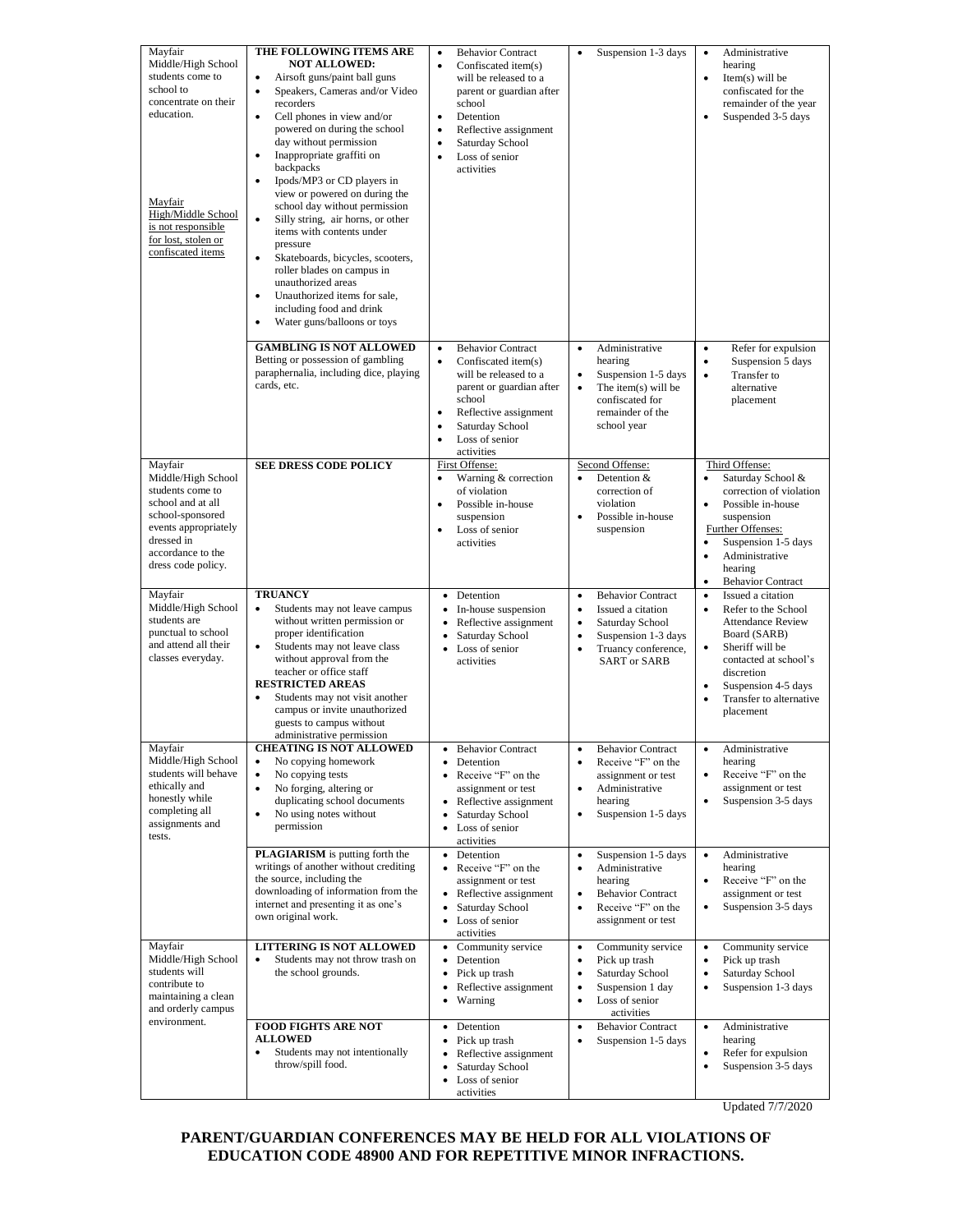| | | | | |
|---|---|---|---|---|
| Mayfair Middle/High School students come to school to concentrate on their education.<br><br>Mayfair High/Middle School is not responsible for lost, stolen or confiscated items | **THE FOLLOWING ITEMS ARE NOT ALLOWED:**<br>• Airsoft guns/paint ball guns<br>• Speakers, Cameras and/or Video recorders<br>• Cell phones in view and/or powered on during the school day without permission<br>• Inappropriate graffiti on backpacks<br>• Ipods/MP3 or CD players in view or powered on during the school day without permission<br>• Silly string, air horns, or other items with contents under pressure<br>• Skateboards, bicycles, scooters, roller blades on campus in unauthorized areas<br>• Unauthorized items for sale, including food and drink<br>• Water guns/balloons or toys | • Behavior Contract<br>• Confiscated item(s) will be released to a parent or guardian after school<br>• Detention<br>• Reflective assignment<br>• Saturday School<br>• Loss of senior activities | • Suspension 1-3 days | • Administrative hearing<br>• Item(s) will be confiscated for the remainder of the year<br>• Suspended 3-5 days |
| | **GAMBLING IS NOT ALLOWED**<br>Betting or possession of gambling paraphernalia, including dice, playing cards, etc. | • Behavior Contract<br>• Confiscated item(s) will be released to a parent or guardian after school<br>• Reflective assignment<br>• Saturday School<br>• Loss of senior activities | • Administrative hearing<br>• Suspension 1-5 days<br>• The item(s) will be confiscated for remainder of the school year | • Refer for expulsion<br>• Suspension 5 days<br>• Transfer to alternative placement |
| Mayfair Middle/High School students come to school and at all school-sponsored events appropriately dressed in accordance to the dress code policy. | **SEE DRESS CODE POLICY** | First Offense:<br>• Warning & correction of violation<br>• Possible in-house suspension<br>• Loss of senior activities | Second Offense:<br>• Detention & correction of violation<br>• Possible in-house suspension | Third Offense:<br>• Saturday School & correction of violation<br>• Possible in-house suspension<br>Further Offenses:<br>• Suspension 1-5 days<br>• Administrative hearing<br>• Behavior Contract |
| Mayfair Middle/High School students are punctual to school and attend all their classes everyday. | **TRUANCY**<br>• Students may not leave campus without written permission or proper identification<br>• Students may not leave class without approval from the teacher or office staff<br>**RESTRICTED AREAS**<br>• Students may not visit another campus or invite unauthorized guests to campus without administrative permission | • Detention<br>• In-house suspension<br>• Reflective assignment<br>• Saturday School<br>• Loss of senior activities | • Behavior Contract<br>• Issued a citation<br>• Saturday School<br>• Suspension 1-3 days<br>• Truancy conference, SART or SARB | • Issued a citation<br>• Refer to the School Attendance Review Board (SARB)<br>• Sheriff will be contacted at school's discretion<br>• Suspension 4-5 days<br>• Transfer to alternative placement |
| Mayfair Middle/High School students will behave ethically and honestly while completing all assignments and tests. | **CHEATING IS NOT ALLOWED**<br>• No copying homework<br>• No copying tests<br>• No forging, altering or duplicating school documents<br>• No using notes without permission | • Behavior Contract<br>• Detention<br>• Receive "F" on the assignment or test<br>• Reflective assignment<br>• Saturday School<br>• Loss of senior activities | • Behavior Contract<br>• Receive "F" on the assignment or test<br>• Administrative hearing<br>• Suspension 1-5 days | • Administrative hearing<br>• Receive "F" on the assignment or test<br>• Suspension 3-5 days |
| | **PLAGIARISM** is putting forth the writings of another without crediting the source, including the downloading of information from the internet and presenting it as one's own original work. | • Detention<br>• Receive "F" on the assignment or test<br>• Reflective assignment<br>• Saturday School<br>• Loss of senior activities | • Suspension 1-5 days<br>• Administrative hearing<br>• Behavior Contract<br>• Receive "F" on the assignment or test | • Administrative hearing<br>• Receive "F" on the assignment or test<br>• Suspension 3-5 days |
| Mayfair Middle/High School students will contribute to maintaining a clean and orderly campus environment. | **LITTERING IS NOT ALLOWED**<br>• Students may not throw trash on the school grounds. | • Community service<br>• Detention<br>• Pick up trash<br>• Reflective assignment<br>• Warning | • Community service<br>• Pick up trash<br>• Saturday School<br>• Suspension 1 day<br>• Loss of senior activities | • Community service<br>• Pick up trash<br>• Saturday School<br>• Suspension 1-3 days |
| | **FOOD FIGHTS ARE NOT ALLOWED**<br>• Students may not intentionally throw/spill food. | • Detention<br>• Pick up trash<br>• Reflective assignment<br>• Saturday School<br>• Loss of senior activities | • Behavior Contract<br>• Suspension 1-5 days | • Administrative hearing<br>• Refer for expulsion<br>• Suspension 3-5 days |

Updated 7/7/2020

**PARENT/GUARDIAN CONFERENCES MAY BE HELD FOR ALL VIOLATIONS OF EDUCATION CODE 48900 AND FOR REPETITIVE MINOR INFRACTIONS.**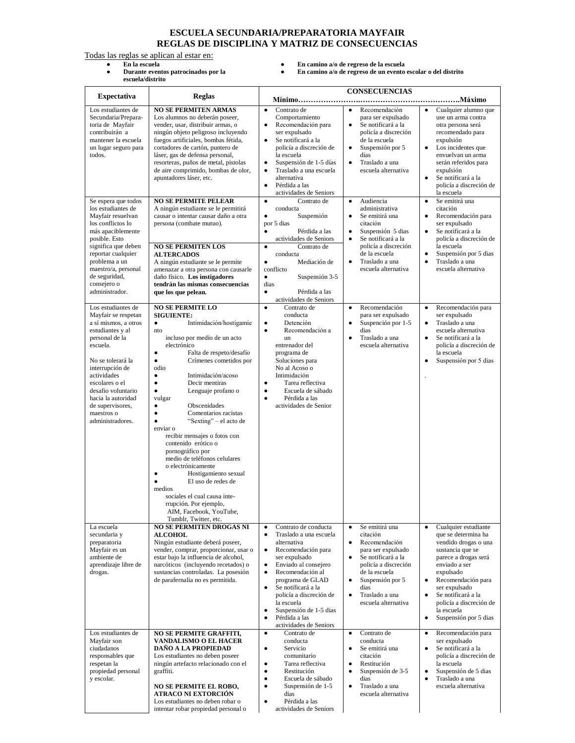# ESCUELA SECUNDARIA/PREPARATORIA MAYFAIR
# REGLAS DE DISCIPLINA Y MATRIZ DE CONSECUENCIAS

Todas las reglas se aplican al estar en:

- **En la escuela**
- **Durante eventos patrocinados por la escuela/distrito**
- **En camino a/o de regreso de la escuela**
- **En camino a/o de regreso de un evento escolar o del distrito**

| Expectativa | Reglas | CONSECUENCIAS Mínimo…………………….…………………………………Máximo | | |
|---|---|---|---|---|
| Los estudiantes de Secundaria/Preparatoria de Mayfair contribuirán a mantener la escuela un lugar seguro para todos. | **NO SE PERMITEN ARMAS**<br>Los alumnos no deberán poseer, vender, usar, distribuir armas, o ningún objeto peligroso incluyendo fuegos artificiales, bombas fétida, cortadores de cartón, puntero de láser, gas de defensa personal, resorteras, puños de metal, pistolas de aire comprimido, bombas de olor, apuntadores láser, etc. | ● Contrato de Comportamiento<br>● Recomendación para ser expulsado<br>● Se notificará a la policía a discreción de la escuela<br>● Suspensión de 1-5 días<br>● Traslado a una escuela alternativa<br>● Pérdida a las actividades de Seniors | ● Recomendación para ser expulsado<br>● Se notificará a la policía a discreción de la escuela<br>● Suspensión por 5 dias<br>● Traslado a una escuela alternativa | ● Cualquier alumno que use un arma contra otra persona será recomendado para expulsión<br>● Los incidentes que envuelvan un arma serán referidos para expulsión<br>● Se notificará a la policía a discreción de la escuela |
| Se espera que todos los estudiantes de Mayfair resuelvan los conflictos lo más apaciblemente posible. Esto significa que deben reportar cualquier problema a un maestro/a, personal de seguridad, consejero o administrador. | **NO SE PERMITE PELEAR**<br>A ningún estudiante se le permitirá causar o intentar causar daño a otra persona (combate mutuo).<br><br>**NO SE PERMITEN LOS ALTERCADOS**<br>A ningún estudiante se le permite amenazar a otra persona con causarle daño físico. **Los instigadores tendrán las mismas consecuencias que los que pelean.** | ● Contrato de conducta<br>● Suspensión por 5 dias<br>● Pérdida a las actividades de Seniors<br><br>● Contrato de conducta<br>● Mediación de conflicto<br>● Suspensión 3-5 dias<br>● Pérdida a las actividades de Seniors | ● Audiencia administrativa<br>● Se emitirá una citación<br>● Suspensión 5 dias<br>● Se notificará a la policía a discreción de la escuela<br>● Traslado a una escuela alternativa | ● Se emitirá una citación<br>● Recomendación para ser expulsado<br>● Se notificará a la policía a discreción de la escuela<br>● Suspensión por 5 dias<br>● Traslado a una escuela alternativa |
| Los estudiantes de Mayfair se respetan a sí mismos, a otros estudiantes y al personal de la escuela.<br><br>No se tolerará la interrupción de actividades escolares o el desafío voluntario hacia la autoridad de supervisores, maestros o administradores. | **NO SE PERMITE LO SIGUIENTE:**<br>● Intimidación/hostigamiento incluso por medio de un acto electrónico<br>● Falta de respeto/desafío<br>● Crímenes cometidos por odio<br>● Intimidación/acoso<br>● Decir mentiras<br>● Lenguaje profano o vulgar<br>● Obscenidades<br>● Comentarios racistas<br>● "Sexting" – el acto de enviar o recibir mensajes o fotos con contenido erótico o pornográfico por medio de teléfonos celulares o electrónicamente<br>● Hostigamiento sexual<br>● El uso de redes de medios sociales el cual causa interrupción. Por ejemplo, AIM, Facebook, YouTube, Tumblr, Twitter, etc. | ● Contrato de conducta<br>● Detención<br>● Recomendación a un entrenador del programa de Soluciones para No al Acoso o Intimidación<br>● Tarea reflectiva<br>● Escuela de sábado<br>● Pérdida a las actividades de Senior | ● Recomendación para ser expulsado<br>● Suspensión por 1-5 dias<br>● Traslado a una escuela alternativa | ● Recomendación para ser expulsado<br>● Traslado a una escuela alternativa<br>● Se notificará a la policía a discreción de la escuela<br>● Suspensión por 5 dias<br><br>. |
| La escuela secundaria y preparatoria Mayfair es un ambiente de aprendizaje libre de drogas. | **NO SE PERMITEN DROGAS NI ALCOHOL**<br>Ningún estudiante deberá poseer, vender, comprar, proporcionar, usar o estar bajo la influencia de alcohol, narcóticos (incluyendo recetados) o sustancias controladas. La posesión de parafernalia no es permitida. | ● Contrato de conducta<br>● Traslado a una escuela alternativa<br>● Recomendación para ser expulsado<br>● Enviado al consejero<br>● Recomendación al programa de GLAD<br>● Se notificará a la policía a discreción de la escuela<br>● Suspensión de 1-5 dias<br>● Pérdida a las actividades de Seniors | ● Se emitirá una citación<br>● Recomendación para ser expulsado<br>● Se notificará a la policía a discreción de la escuela<br>● Suspensión por 5 dias<br>● Traslado a una escuela alternativa | ● Cualquier estudiante que se determina ha vendido drogas o una sustancia que se parece a drogas será enviado a ser expulsado<br>● Recomendación para ser expulsado<br>● Se notificará a la policía a discreción de la escuela<br>● Suspensión por 5 dias |
| Los estudiantes de Mayfair son ciudadanos responsables que respetan la propiedad personal y escolar. | **NO SE PERMITE GRAFFITI, VANDALISMO O EL HACER DAÑO A LA PROPIEDAD**<br>Los estudiantes no deben poseer ningún artefacto relacionado con el graffiti.<br><br>**NO SE PERMITE EL ROBO, ATRACO NI EXTORCIÓN**<br>Los estudiantes no deben robar o intentar robar propiedad personal o | ● Contrato de conducta<br>● Servicio comunitario<br>● Tarea reflectiva<br>● Restitución<br>● Escuela de sábado<br>● Suspensión de 1-5 dias<br>● Pérdida a las actividades de Seniors | ● Contrato de conducta<br>● Se emitirá una citación<br>● Restitución<br>● Suspensión de 3-5 dias<br>● Traslado a una escuela alternativa | ● Recomendación para ser expulsado<br>● Se notificará a la policía a discreción de la escuela<br>● Suspensión de 5 dias<br>● Traslado a una escuela alternativa |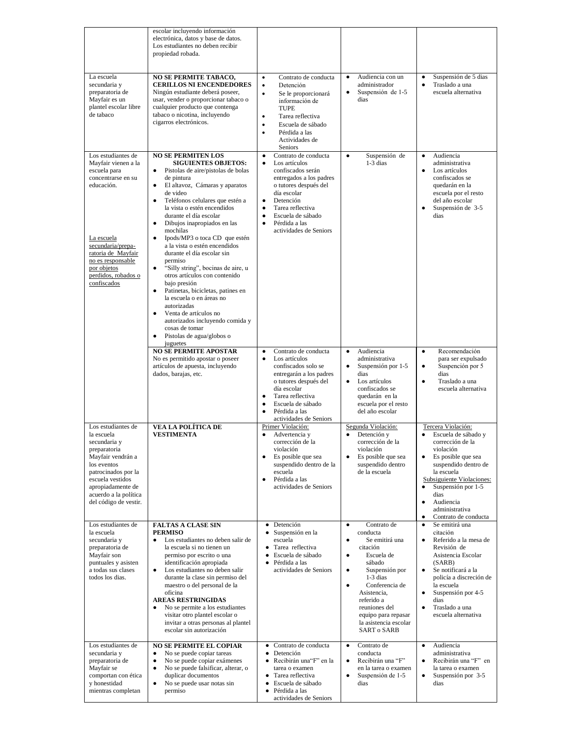| | | | | |
|---|---|---|---|---|
| | escolar incluyendo información electrónica, datos y base de datos. Los estudiantes no deben recibir propiedad robada. | | | |
| La escuela secundaria y preparatoria de Mayfair es un plantel escolar libre de tabaco | **NO SE PERMITE TABACO, CERILLOS NI ENCENDEDORES** Ningún estudiante deberá poseer, usar, vender o proporcionar tabaco o cualquier producto que contenga tabaco o nicotina, incluyendo cigarros electrónicos. | • Contrato de conducta<br>• Detención<br>• Se le proporcionará información de TUPE<br>• Tarea reflectiva<br>• Escuela de sábado<br>• Pérdida a las Actividades de Seniors | • Audiencia con un administrador<br>• Suspensión de 1-5 dias | • Suspensión de 5 dias<br>• Traslado a una escuela alternativa |
| Los estudiantes de Mayfair vienen a la escuela para concentrarse en su educación.<br><br>La escuela secundaria/preparatoria de Mayfair no es responsable por objetos perdidos, robados o confiscados | **NO SE PERMITEN LOS SIGUIENTES OBJETOS:**<br>• Pistolas de aire/pistolas de bolas de pintura<br>• El altavoz, Cámaras y aparatos de video<br>• Teléfonos celulares que estén a la vista o estén encendidos durante el día escolar<br>• Dibujos inapropiados en las mochilas<br>• Ipods/MP3 o toca CD que estén a la vista o estén encendidos durante el día escolar sin permiso<br>• "Silly string", bocinas de aire, u otros artículos con contenido bajo presión<br>• Patinetas, bicicletas, patines en la escuela o en áreas no autorizadas<br>• Venta de artículos no autorizados incluyendo comida y cosas de tomar<br>• Pistolas de agua/globos o juguetes | • Contrato de conducta<br>• Los artículos confiscados serán entregados a los padres o tutores después del día escolar<br>• Detención<br>• Tarea reflectiva<br>• Escuela de sábado<br>• Pérdida a las actividades de Seniors | • Suspensión de 1-3 dias | • Audiencia administrativa<br>• Los artículos confiscados se quedarán en la escuela por el resto del año escolar<br>• Suspensión de 3-5 dias |
| | **NO SE PERMITE APOSTAR** No es permitido apostar o poseer artículos de apuesta, incluyendo dados, barajas, etc. | • Contrato de conducta<br>• Los artículos confiscados solo se entregarán a los padres o tutores después del día escolar<br>• Tarea reflectiva<br>• Escuela de sábado<br>• Pérdida a las actividades de Seniors | • Audiencia administrativa<br>• Suspensión por 1-5 dias<br>• Los artículos confiscados se quedarán en la escuela por el resto del año escolar | • Recomendación para ser expulsado<br>• Suspención por 5 dias<br>• Traslado a una escuela alternativa |
| Los estudiantes de la escuela secundaria y preparatoria Mayfair vendrán a los eventos patrocinados por la escuela vestidos apropiadamente de acuerdo a la política del código de vestir. | **VEA LA POLÍTICA DE VESTIMENTA** | <u>Primer Violación:</u><br>• Advertencia y corrección de la violación<br>• Es posible que sea suspendido dentro de la escuela<br>• Pérdida a las actividades de Seniors | <u>Segunda Violación:</u><br>• Detención y corrección de la violación<br>• Es posible que sea suspendido dentro de la escuela | <u>Tercera Violación:</u><br>• Escuela de sábado y corrección de la violación<br>• Es posible que sea suspendido dentro de la escuela<br><u>Subsiguiente Violaciones:</u><br>• Suspensión por 1-5 dias<br>• Audiencia administrativa<br>• Contrato de conducta |
| Los estudiantes de la escuela secundaria y preparatoria de Mayfair son puntuales y asisten a todas sus clases todos los dias. | **FALTAS A CLASE SIN PERMISO**<br>• Los estudiantes no deben salir de la escuela si no tienen un permiso por escrito o una identificación apropiada<br>• Los estudiantes no deben salir durante la clase sin permiso del maestro o del personal de la oficina<br>**AREAS RESTRINGIDAS**<br>• No se permite a los estudiantes visitar otro plantel escolar o invitar a otras personas al plantel escolar sin autorización | • Detención<br>• Suspensión en la escuela<br>• Tarea reflectiva<br>• Escuela de sábado<br>• Pérdida a las actividades de Seniors | • Contrato de conducta<br>• Se emitirá una citación<br>• Escuela de sábado<br>• Suspensión por 1-3 dias<br>• Conferencia de Asistencia, referido a reuniones del equipo para repasar la asistencia escolar SART o SARB | • Se emitirá una citación<br>• Referido a la mesa de Revisión de Asistencia Escolar (SARB)<br>• Se notificará a la policía a discreción de la escuela<br>• Suspensión por 4-5 dias<br>• Traslado a una escuela alternativa |
| Los estudiantes de secundaria y preparatoria de Mayfair se comportan con ética y honestidad mientras completan | **NO SE PERMITE EL COPIAR**<br>• No se puede copiar tareas<br>• No se puede copiar exámenes<br>• No se puede falsificar, alterar, o duplicar documentos<br>• No se puede usar notas sin permiso | • Contrato de conducta<br>• Detención<br>• Recibirán una "F" en la tarea o examen<br>• Tarea reflectiva<br>• Escuela de sábado<br>• Pérdida a las actividades de Seniors | • Contrato de conducta<br>• Recibirán una "F" en la tarea o examen<br>• Suspensión de 1-5 dias | • Audiencia administrativa<br>• Recibirán una "F" en la tarea o examen<br>• Suspensión por 3-5 dias |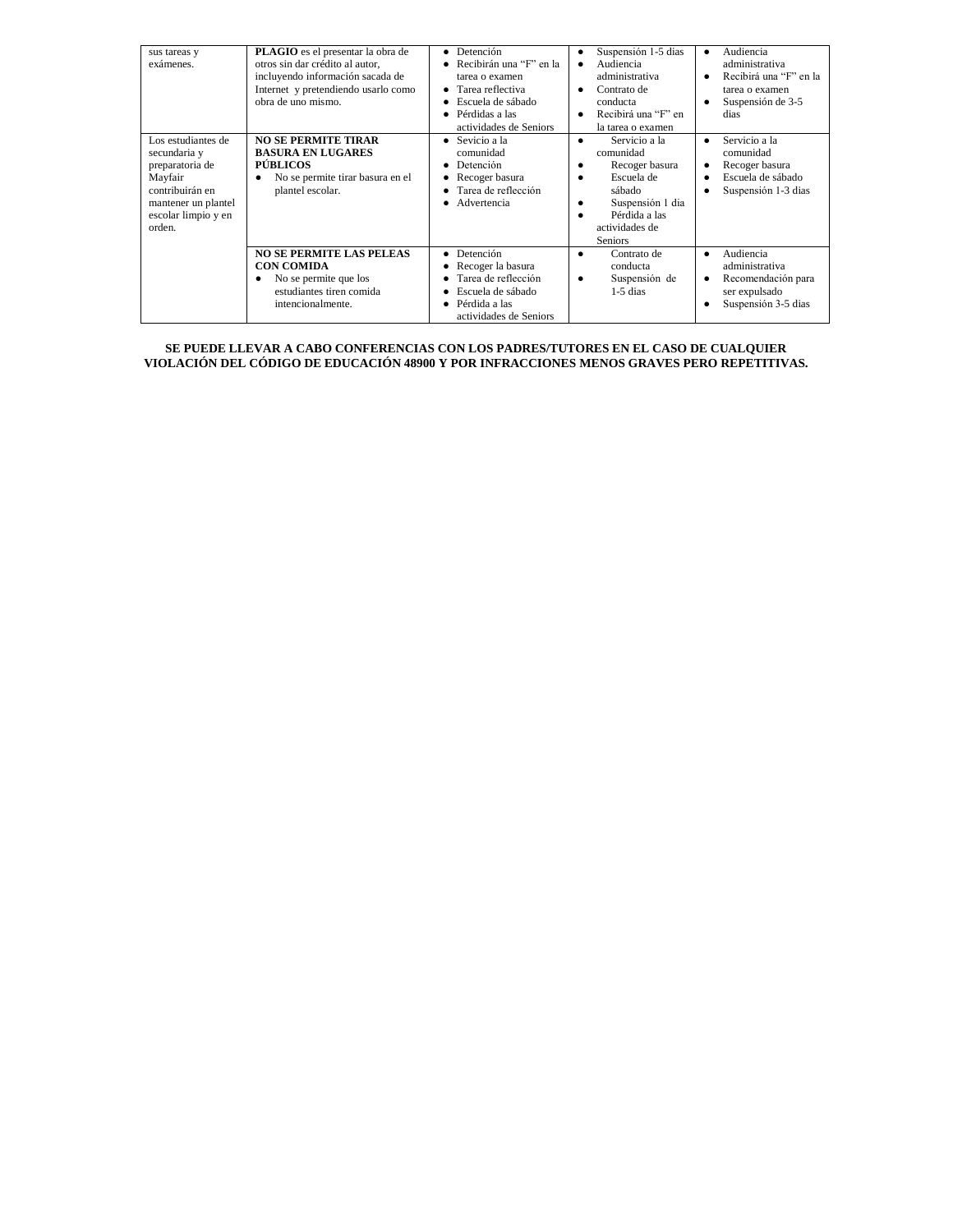| | | | | |
|---|---|---|---|---|
| sus tareas y exámenes. | **PLAGIO** es el presentar la obra de otros sin dar crédito al autor, incluyendo información sacada de Internet y pretendiendo usarlo como obra de uno mismo. | • Detención<br>• Recibirán una "F" en la tarea o examen<br>• Tarea reflectiva<br>• Escuela de sábado<br>• Pérdidas a las actividades de Seniors | • Suspensión 1-5 dias<br>• Audiencia administrativa<br>• Contrato de conducta<br>• Recibirá una "F" en la tarea o examen | • Audiencia administrativa<br>• Recibirá una "F" en la tarea o examen<br>• Suspensión de 3-5 dias |
| Los estudiantes de secundaria y preparatoria de Mayfair contribuirán en mantener un plantel escolar limpio y en orden. | **NO SE PERMITE TIRAR BASURA EN LUGARES PÚBLICOS**<br>• No se permite tirar basura en el plantel escolar. | • Sevicio a la comunidad<br>• Detención<br>• Recoger basura<br>• Tarea de reflección<br>• Advertencia | • Servicio a la comunidad<br>• Recoger basura<br>• Escuela de sábado<br>• Suspensión 1 dia<br>• Pérdida a las actividades de Seniors | • Servicio a la comunidad<br>• Recoger basura<br>• Escuela de sábado<br>• Suspensión 1-3 dias |
| | **NO SE PERMITE LAS PELEAS CON COMIDA**<br>• No se permite que los estudiantes tiren comida intencionalmente. | • Detención<br>• Recoger la basura<br>• Tarea de reflección<br>• Escuela de sábado<br>• Pérdida a las actividades de Seniors | • Contrato de conducta<br>• Suspensión de 1-5 dias | • Audiencia administrativa<br>• Recomendación para ser expulsado<br>• Suspensión 3-5 dias |

**SE PUEDE LLEVAR A CABO CONFERENCIAS CON LOS PADRES/TUTORES EN EL CASO DE CUALQUIER VIOLACIÓN DEL CÓDIGO DE EDUCACIÓN 48900 Y POR INFRACCIONES MENOS GRAVES PERO REPETITIVAS.**